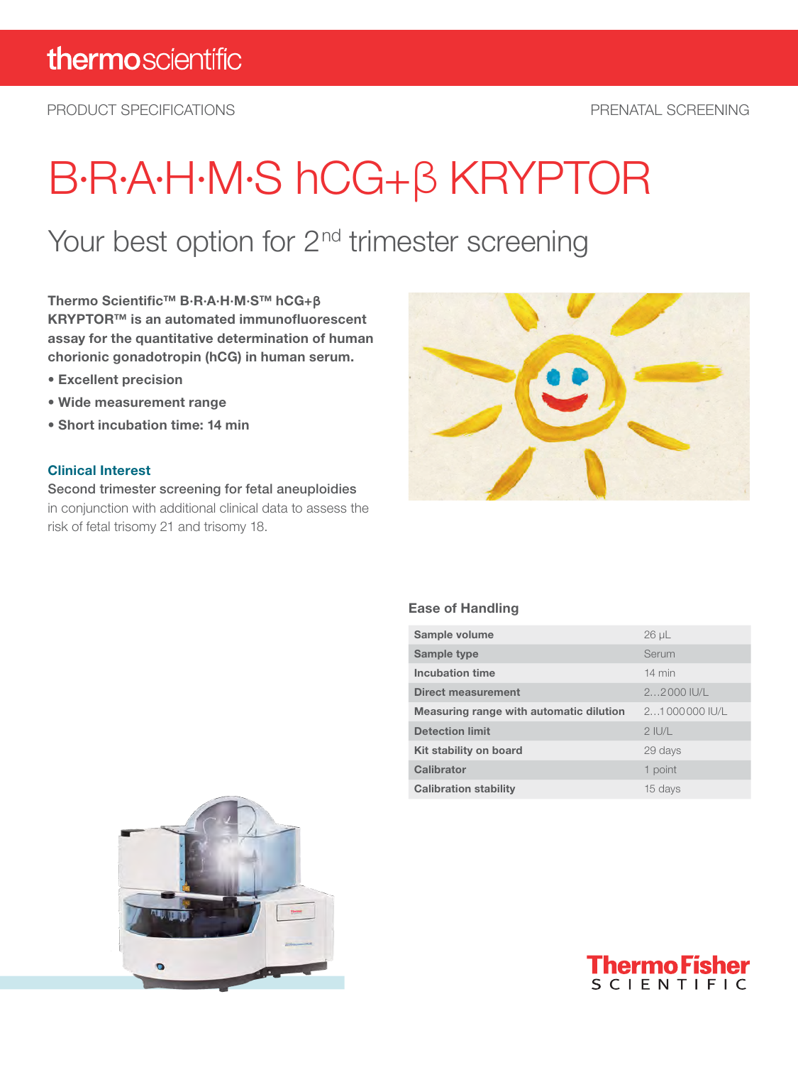thermoscientific

PRODUCT SPECIFICATIONS

PRENATAL SCREENING

# B·R·A·H·M·S hCG+β KRYPTOR

## Your best option for 2nd trimester screening

**Thermo Scientific™ B·R·A·H·M·S™ hCG+β KRYPTOR™ is an automated immunofluorescent assay for the quantitative determination of human chorionic gonadotropin (hCG) in human serum.**

- **Excellent precision**
- **Wide measurement range**
- **Short incubation time: 14 min**

### Clinical Interest

Second trimester screening for fetal aneuploidies in conjunction with additional clinical data to assess the risk of fetal trisomy 21 and trisomy 18.

### Ease of Handling

| | |
|---|---|
| **Sample volume** | 26 µL |
| **Sample type** | Serum |
| **Incubation time** | 14 min |
| **Direct measurement** | 2…2 000 IU/L |
| **Measuring range with automatic dilution** | 2…1 000 000 IU/L |
| **Detection limit** | 2 IU/L |
| **Kit stability on board** | 29 days |
| **Calibrator** | 1 point |
| **Calibration stability** | 15 days |

ThermoFisher SCIENTIFIC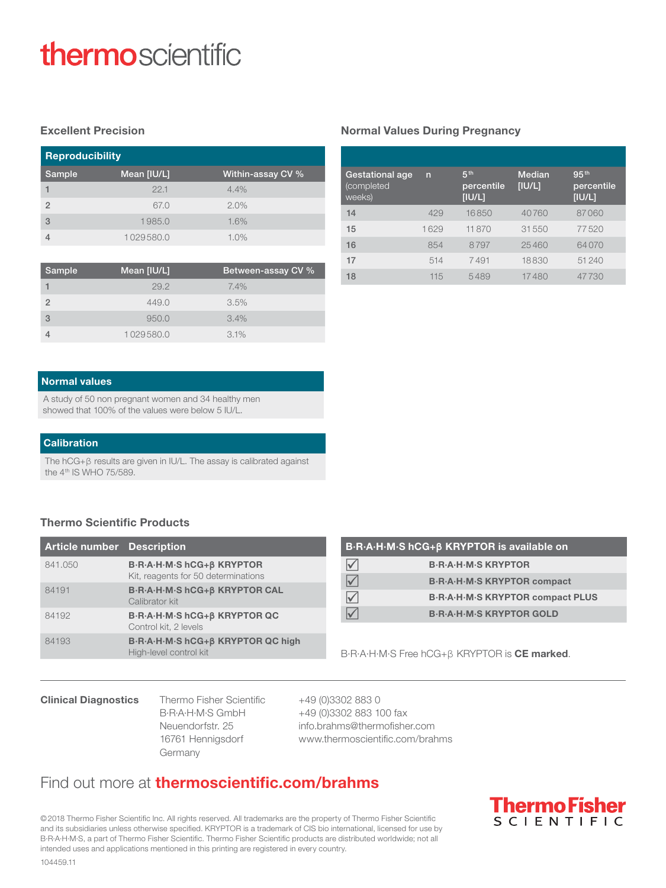thermoscientific

## Excellent Precision

**Reproducibility**

| Sample | Mean [IU/L] | Within-assay CV % |
|---|---|---|
| 1 | 22.1 | 4.4% |
| 2 | 67.0 | 2.0% |
| 3 | 1 985.0 | 1.6% |
| 4 | 1 029 580.0 | 1.0% |

| Sample | Mean [IU/L] | Between-assay CV % |
|---|---|---|
| 1 | 29.2 | 7.4% |
| 2 | 449.0 | 3.5% |
| 3 | 950.0 | 3.4% |
| 4 | 1 029 580.0 | 3.1% |

**Normal values**

A study of 50 non pregnant women and 34 healthy men showed that 100% of the values were below 5 IU/L.

**Calibration**

The hCG+β results are given in IU/L. The assay is calibrated against the 4th IS WHO 75/589.

## Normal Values During Pregnancy

| Gestational age (completed weeks) | n | 5th percentile [IU/L] | Median [IU/L] | 95th percentile [IU/L] |
|---|---|---|---|---|
| 14 | 429 | 16 850 | 40 760 | 87 060 |
| 15 | 1 629 | 11 870 | 31 550 | 77 520 |
| 16 | 854 | 8 797 | 25 460 | 64 070 |
| 17 | 514 | 7 491 | 18 830 | 51 240 |
| 18 | 115 | 5 489 | 17 480 | 47 730 |

## Thermo Scientific Products

| Article number | Description |
|---|---|
| 841.050 | **B·R·A·H·M·S hCG+β KRYPTOR**<br>Kit, reagents for 50 determinations |
| 84191 | **B·R·A·H·M·S hCG+β KRYPTOR CAL**<br>Calibrator kit |
| 84192 | **B·R·A·H·M·S hCG+β KRYPTOR QC**<br>Control kit, 2 levels |
| 84193 | **B·R·A·H·M·S hCG+β KRYPTOR QC high**<br>High-level control kit |

| B·R·A·H·M·S hCG+β KRYPTOR is available on | |
|---|---|
| ☑ | **B·R·A·H·M·S KRYPTOR** |
| ☑ | **B·R·A·H·M·S KRYPTOR compact** |
| ☑ | **B·R·A·H·M·S KRYPTOR compact PLUS** |
| ☑ | **B·R·A·H·M·S KRYPTOR GOLD** |

B·R·A·H·M·S Free hCG+β KRYPTOR is **CE marked**.

**Clinical Diagnostics**

Thermo Fisher Scientific
B·R·A·H·M·S GmbH
Neuendorfstr. 25
16761 Hennigsdorf
Germany

+49 (0)3302 883 0
+49 (0)3302 883 100 fax
info.brahms@thermofisher.com
www.thermoscientific.com/brahms

Find out more at **thermoscientific.com/brahms**

©2018 Thermo Fisher Scientific Inc. All rights reserved. All trademarks are the property of Thermo Fisher Scientific and its subsidiaries unless otherwise specified. KRYPTOR is a trademark of CIS bio international, licensed for use by B·R·A·H·M·S, a part of Thermo Fisher Scientific. Thermo Fisher Scientific products are distributed worldwide; not all intended uses and applications mentioned in this printing are registered in every country.

104459.11

ThermoFisher SCIENTIFIC